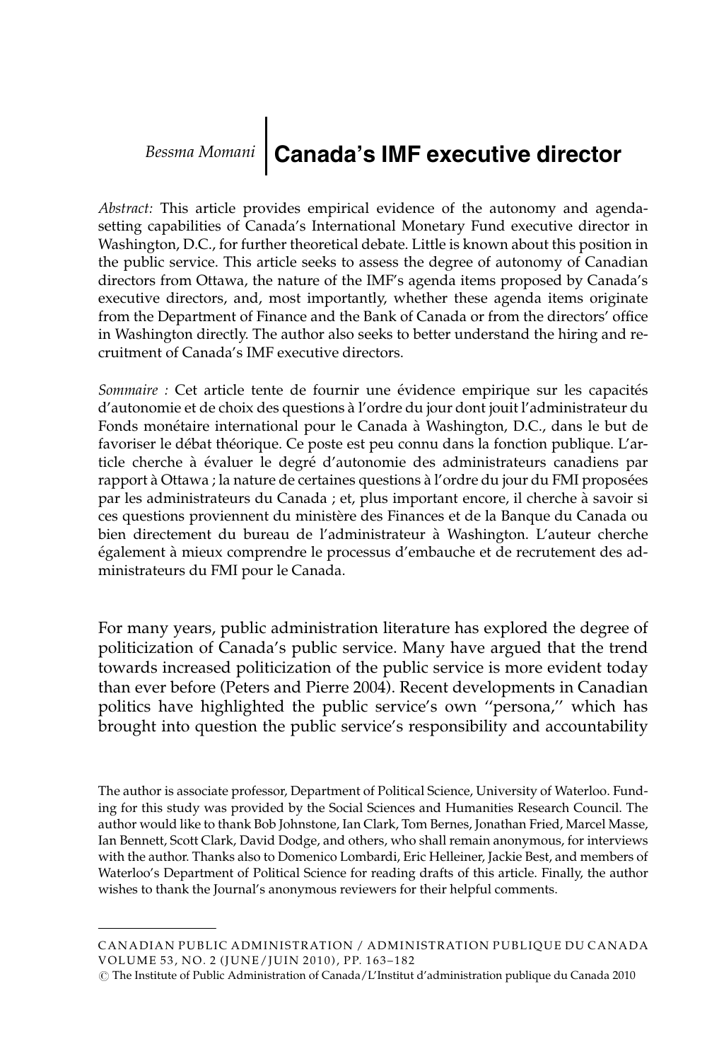Bessma Momani

# Canada's IMF executive director

*Abstract:* This article provides empirical evidence of the autonomy and agenda-setting capabilities of Canada's International Monetary Fund executive director in Washington, D.C., for further theoretical debate. Little is known about this position in the public service. This article seeks to assess the degree of autonomy of Canadian directors from Ottawa, the nature of the IMF's agenda items proposed by Canada's executive directors, and, most importantly, whether these agenda items originate from the Department of Finance and the Bank of Canada or from the directors' office in Washington directly. The author also seeks to better understand the hiring and recruitment of Canada's IMF executive directors.

*Sommaire :* Cet article tente de fournir une évidence empirique sur les capacités d'autonomie et de choix des questions à l'ordre du jour dont jouit l'administrateur du Fonds monétaire international pour le Canada à Washington, D.C., dans le but de favoriser le débat théorique. Ce poste est peu connu dans la fonction publique. L'article cherche à évaluer le degré d'autonomie des administrateurs canadiens par rapport à Ottawa ; la nature de certaines questions à l'ordre du jour du FMI proposées par les administrateurs du Canada ; et, plus important encore, il cherche à savoir si ces questions proviennent du ministère des Finances et de la Banque du Canada ou bien directement du bureau de l'administrateur à Washington. L'auteur cherche également à mieux comprendre le processus d'embauche et de recrutement des administrateurs du FMI pour le Canada.

For many years, public administration literature has explored the degree of politicization of Canada's public service. Many have argued that the trend towards increased politicization of the public service is more evident today than ever before (Peters and Pierre 2004). Recent developments in Canadian politics have highlighted the public service's own "persona," which has brought into question the public service's responsibility and accountability

The author is associate professor, Department of Political Science, University of Waterloo. Funding for this study was provided by the Social Sciences and Humanities Research Council. The author would like to thank Bob Johnstone, Ian Clark, Tom Bernes, Jonathan Fried, Marcel Masse, Ian Bennett, Scott Clark, David Dodge, and others, who shall remain anonymous, for interviews with the author. Thanks also to Domenico Lombardi, Eric Helleiner, Jackie Best, and members of Waterloo's Department of Political Science for reading drafts of this article. Finally, the author wishes to thank the Journal's anonymous reviewers for their helpful comments.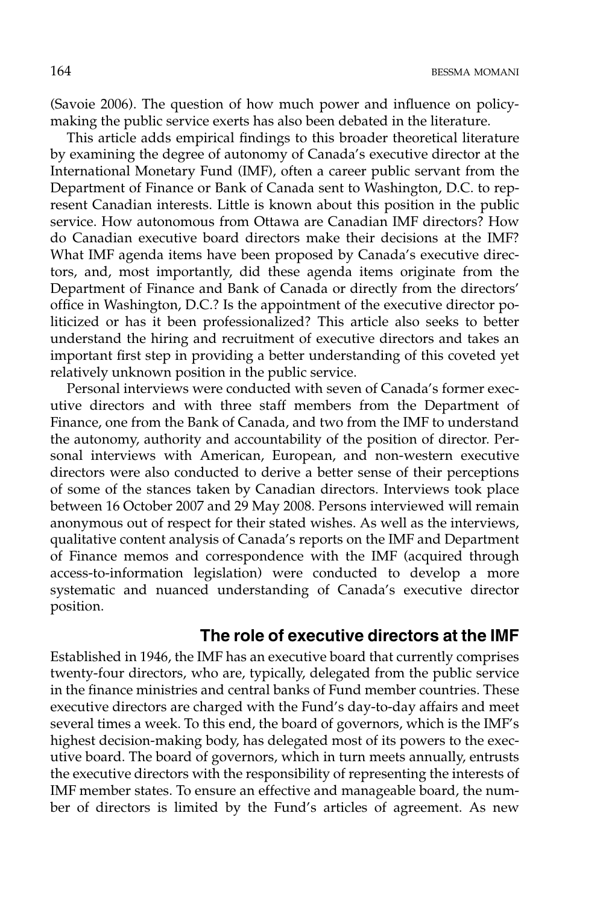(Savoie 2006). The question of how much power and influence on policy-making the public service exerts has also been debated in the literature.

This article adds empirical findings to this broader theoretical literature by examining the degree of autonomy of Canada's executive director at the International Monetary Fund (IMF), often a career public servant from the Department of Finance or Bank of Canada sent to Washington, D.C. to represent Canadian interests. Little is known about this position in the public service. How autonomous from Ottawa are Canadian IMF directors? How do Canadian executive board directors make their decisions at the IMF? What IMF agenda items have been proposed by Canada's executive directors, and, most importantly, did these agenda items originate from the Department of Finance and Bank of Canada or directly from the directors' office in Washington, D.C.? Is the appointment of the executive director politicized or has it been professionalized? This article also seeks to better understand the hiring and recruitment of executive directors and takes an important first step in providing a better understanding of this coveted yet relatively unknown position in the public service.

Personal interviews were conducted with seven of Canada's former executive directors and with three staff members from the Department of Finance, one from the Bank of Canada, and two from the IMF to understand the autonomy, authority and accountability of the position of director. Personal interviews with American, European, and non-western executive directors were also conducted to derive a better sense of their perceptions of some of the stances taken by Canadian directors. Interviews took place between 16 October 2007 and 29 May 2008. Persons interviewed will remain anonymous out of respect for their stated wishes. As well as the interviews, qualitative content analysis of Canada's reports on the IMF and Department of Finance memos and correspondence with the IMF (acquired through access-to-information legislation) were conducted to develop a more systematic and nuanced understanding of Canada's executive director position.

## The role of executive directors at the IMF

Established in 1946, the IMF has an executive board that currently comprises twenty-four directors, who are, typically, delegated from the public service in the finance ministries and central banks of Fund member countries. These executive directors are charged with the Fund's day-to-day affairs and meet several times a week. To this end, the board of governors, which is the IMF's highest decision-making body, has delegated most of its powers to the executive board. The board of governors, which in turn meets annually, entrusts the executive directors with the responsibility of representing the interests of IMF member states. To ensure an effective and manageable board, the number of directors is limited by the Fund's articles of agreement. As new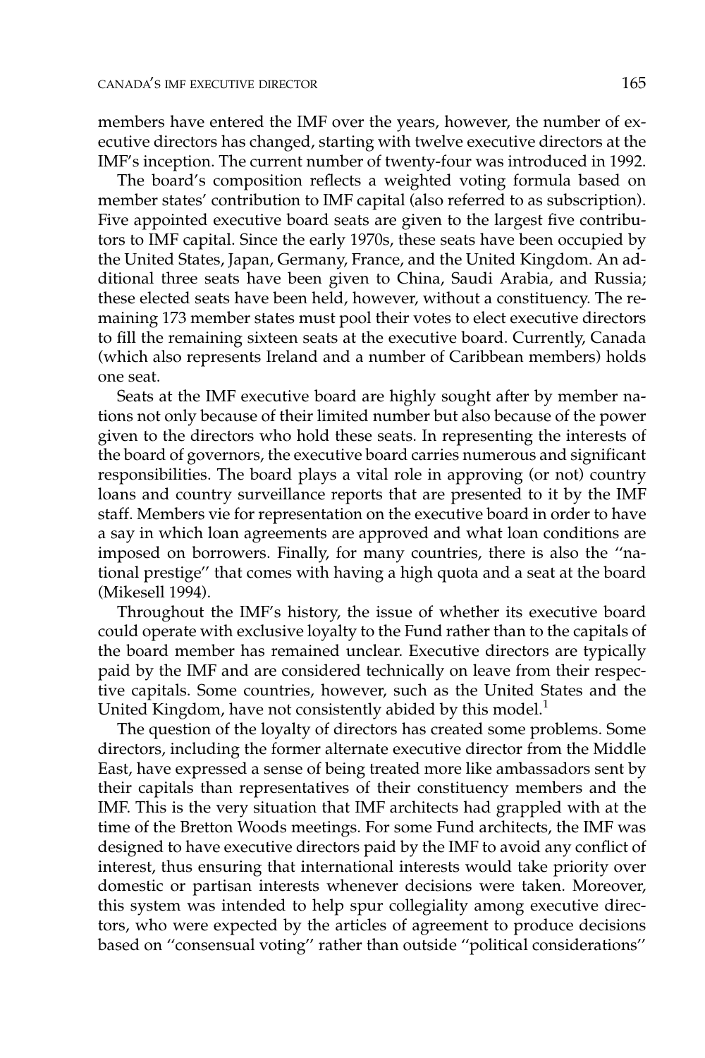members have entered the IMF over the years, however, the number of executive directors has changed, starting with twelve executive directors at the IMF's inception. The current number of twenty-four was introduced in 1992.

The board's composition reflects a weighted voting formula based on member states' contribution to IMF capital (also referred to as subscription). Five appointed executive board seats are given to the largest five contributors to IMF capital. Since the early 1970s, these seats have been occupied by the United States, Japan, Germany, France, and the United Kingdom. An additional three seats have been given to China, Saudi Arabia, and Russia; these elected seats have been held, however, without a constituency. The remaining 173 member states must pool their votes to elect executive directors to fill the remaining sixteen seats at the executive board. Currently, Canada (which also represents Ireland and a number of Caribbean members) holds one seat.

Seats at the IMF executive board are highly sought after by member nations not only because of their limited number but also because of the power given to the directors who hold these seats. In representing the interests of the board of governors, the executive board carries numerous and significant responsibilities. The board plays a vital role in approving (or not) country loans and country surveillance reports that are presented to it by the IMF staff. Members vie for representation on the executive board in order to have a say in which loan agreements are approved and what loan conditions are imposed on borrowers. Finally, for many countries, there is also the "national prestige" that comes with having a high quota and a seat at the board (Mikesell 1994).

Throughout the IMF's history, the issue of whether its executive board could operate with exclusive loyalty to the Fund rather than to the capitals of the board member has remained unclear. Executive directors are typically paid by the IMF and are considered technically on leave from their respective capitals. Some countries, however, such as the United States and the United Kingdom, have not consistently abided by this model.[1]

The question of the loyalty of directors has created some problems. Some directors, including the former alternate executive director from the Middle East, have expressed a sense of being treated more like ambassadors sent by their capitals than representatives of their constituency members and the IMF. This is the very situation that IMF architects had grappled with at the time of the Bretton Woods meetings. For some Fund architects, the IMF was designed to have executive directors paid by the IMF to avoid any conflict of interest, thus ensuring that international interests would take priority over domestic or partisan interests whenever decisions were taken. Moreover, this system was intended to help spur collegiality among executive directors, who were expected by the articles of agreement to produce decisions based on "consensual voting" rather than outside "political considerations"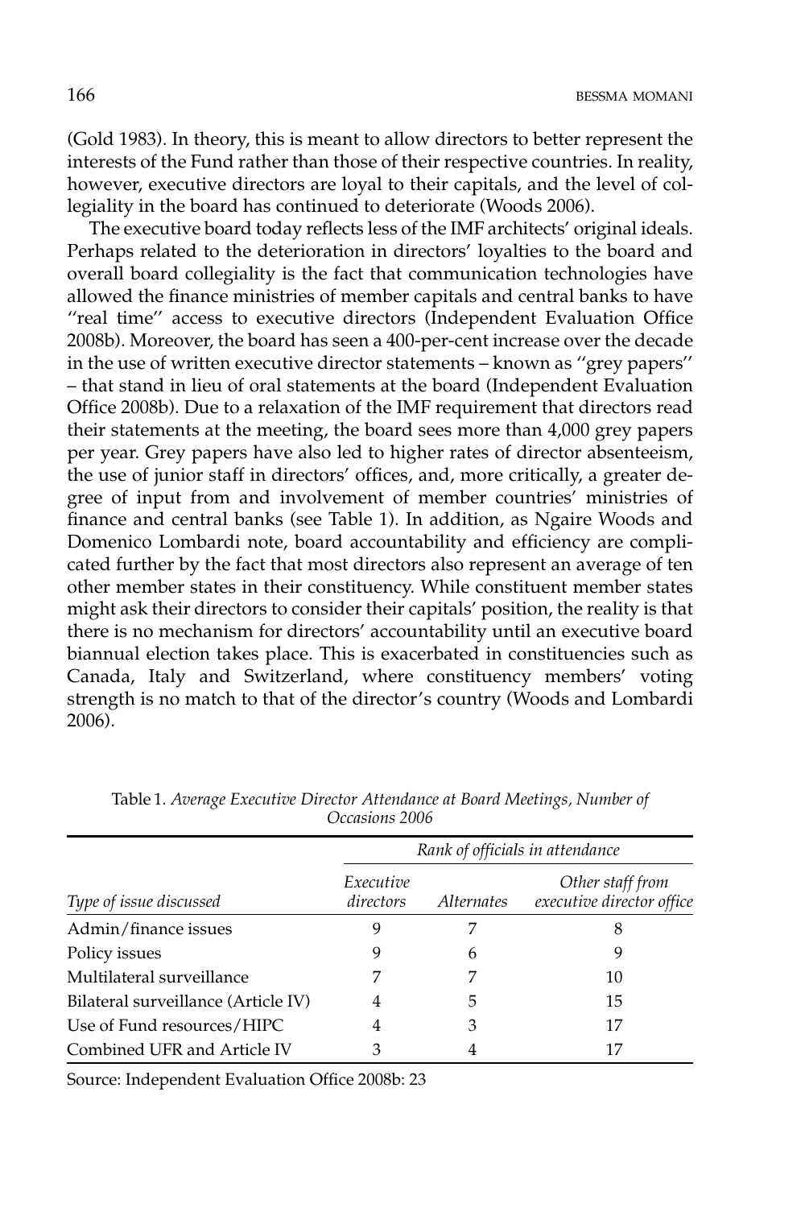(Gold 1983). In theory, this is meant to allow directors to better represent the interests of the Fund rather than those of their respective countries. In reality, however, executive directors are loyal to their capitals, and the level of collegiality in the board has continued to deteriorate (Woods 2006).

The executive board today reflects less of the IMF architects' original ideals. Perhaps related to the deterioration in directors' loyalties to the board and overall board collegiality is the fact that communication technologies have allowed the finance ministries of member capitals and central banks to have "real time" access to executive directors (Independent Evaluation Office 2008b). Moreover, the board has seen a 400-per-cent increase over the decade in the use of written executive director statements – known as "grey papers" – that stand in lieu of oral statements at the board (Independent Evaluation Office 2008b). Due to a relaxation of the IMF requirement that directors read their statements at the meeting, the board sees more than 4,000 grey papers per year. Grey papers have also led to higher rates of director absenteeism, the use of junior staff in directors' offices, and, more critically, a greater degree of input from and involvement of member countries' ministries of finance and central banks (see Table 1). In addition, as Ngaire Woods and Domenico Lombardi note, board accountability and efficiency are complicated further by the fact that most directors also represent an average of ten other member states in their constituency. While constituent member states might ask their directors to consider their capitals' position, the reality is that there is no mechanism for directors' accountability until an executive board biannual election takes place. This is exacerbated in constituencies such as Canada, Italy and Switzerland, where constituency members' voting strength is no match to that of the director's country (Woods and Lombardi 2006).

Table 1. *Average Executive Director Attendance at Board Meetings, Number of Occasions 2006*

| | *Rank of officials in attendance* | | |
|---|---|---|---|
| *Type of issue discussed* | *Executive directors* | *Alternates* | *Other staff from executive director office* |
| Admin/finance issues | 9 | 7 | 8 |
| Policy issues | 9 | 6 | 9 |
| Multilateral surveillance | 7 | 7 | 10 |
| Bilateral surveillance (Article IV) | 4 | 5 | 15 |
| Use of Fund resources/HIPC | 4 | 3 | 17 |
| Combined UFR and Article IV | 3 | 4 | 17 |

Source: Independent Evaluation Office 2008b: 23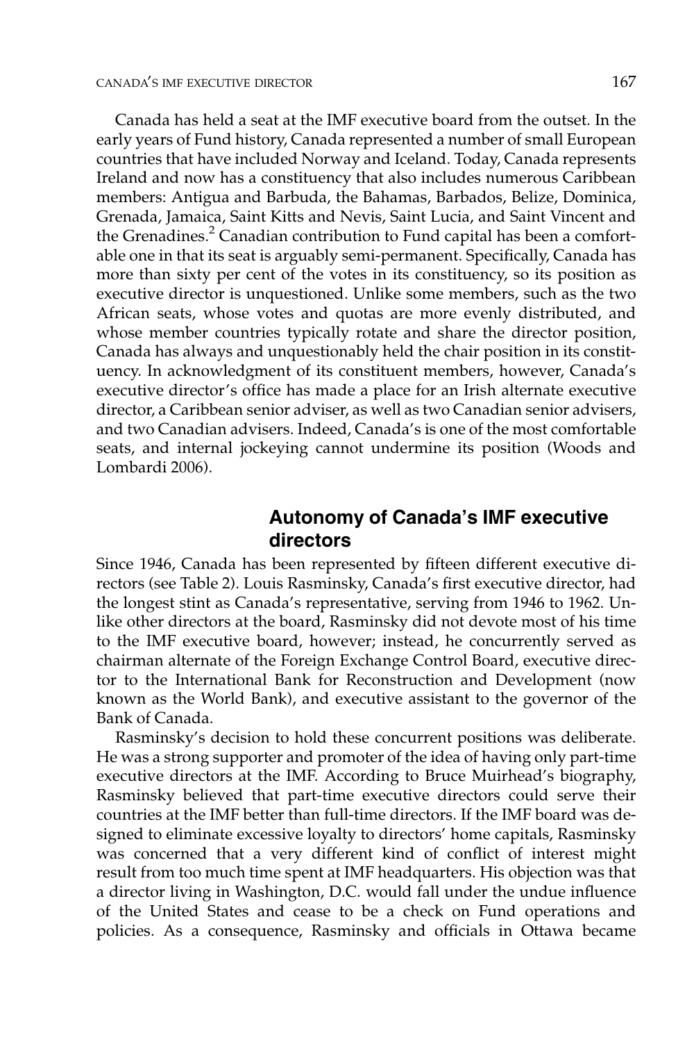Canada has held a seat at the IMF executive board from the outset. In the early years of Fund history, Canada represented a number of small European countries that have included Norway and Iceland. Today, Canada represents Ireland and now has a constituency that also includes numerous Caribbean members: Antigua and Barbuda, the Bahamas, Barbados, Belize, Dominica, Grenada, Jamaica, Saint Kitts and Nevis, Saint Lucia, and Saint Vincent and the Grenadines.[2] Canadian contribution to Fund capital has been a comfortable one in that its seat is arguably semi-permanent. Specifically, Canada has more than sixty per cent of the votes in its constituency, so its position as executive director is unquestioned. Unlike some members, such as the two African seats, whose votes and quotas are more evenly distributed, and whose member countries typically rotate and share the director position, Canada has always and unquestionably held the chair position in its constituency. In acknowledgment of its constituent members, however, Canada's executive director's office has made a place for an Irish alternate executive director, a Caribbean senior adviser, as well as two Canadian senior advisers, and two Canadian advisers. Indeed, Canada's is one of the most comfortable seats, and internal jockeying cannot undermine its position (Woods and Lombardi 2006).

## Autonomy of Canada's IMF executive directors

Since 1946, Canada has been represented by fifteen different executive directors (see Table 2). Louis Rasminsky, Canada's first executive director, had the longest stint as Canada's representative, serving from 1946 to 1962. Unlike other directors at the board, Rasminsky did not devote most of his time to the IMF executive board, however; instead, he concurrently served as chairman alternate of the Foreign Exchange Control Board, executive director to the International Bank for Reconstruction and Development (now known as the World Bank), and executive assistant to the governor of the Bank of Canada.

Rasminsky's decision to hold these concurrent positions was deliberate. He was a strong supporter and promoter of the idea of having only part-time executive directors at the IMF. According to Bruce Muirhead's biography, Rasminsky believed that part-time executive directors could serve their countries at the IMF better than full-time directors. If the IMF board was designed to eliminate excessive loyalty to directors' home capitals, Rasminsky was concerned that a very different kind of conflict of interest might result from too much time spent at IMF headquarters. His objection was that a director living in Washington, D.C. would fall under the undue influence of the United States and cease to be a check on Fund operations and policies. As a consequence, Rasminsky and officials in Ottawa became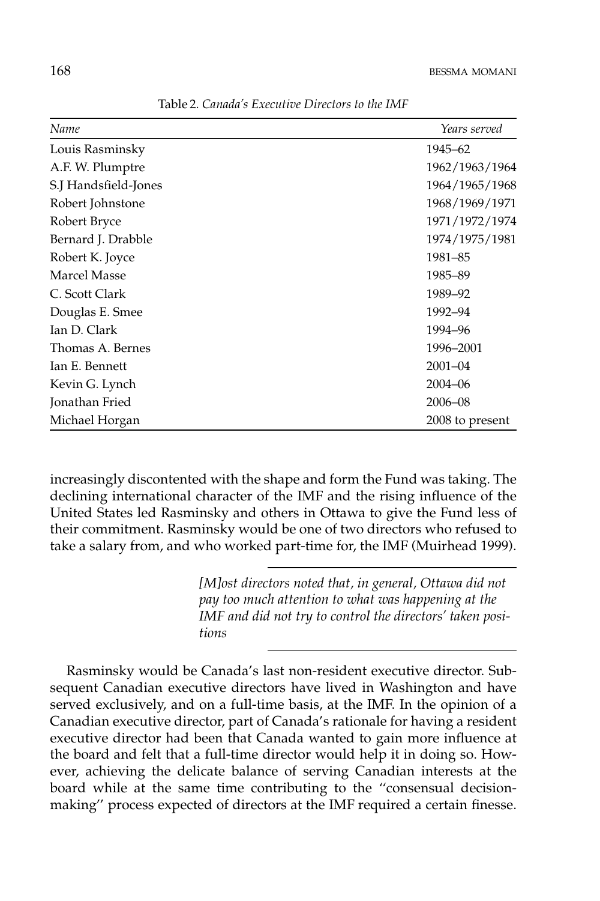Table 2. *Canada's Executive Directors to the IMF*

| *Name* | *Years served* |
|---|---|
| Louis Rasminsky | 1945–62 |
| A.F. W. Plumptre | 1962/1963/1964 |
| S.J Handsfield-Jones | 1964/1965/1968 |
| Robert Johnstone | 1968/1969/1971 |
| Robert Bryce | 1971/1972/1974 |
| Bernard J. Drabble | 1974/1975/1981 |
| Robert K. Joyce | 1981–85 |
| Marcel Masse | 1985–89 |
| C. Scott Clark | 1989–92 |
| Douglas E. Smee | 1992–94 |
| Ian D. Clark | 1994–96 |
| Thomas A. Bernes | 1996–2001 |
| Ian E. Bennett | 2001–04 |
| Kevin G. Lynch | 2004–06 |
| Jonathan Fried | 2006–08 |
| Michael Horgan | 2008 to present |

increasingly discontented with the shape and form the Fund was taking. The declining international character of the IMF and the rising influence of the United States led Rasminsky and others in Ottawa to give the Fund less of their commitment. Rasminsky would be one of two directors who refused to take a salary from, and who worked part-time for, the IMF (Muirhead 1999).

> *[M]ost directors noted that, in general, Ottawa did not pay too much attention to what was happening at the IMF and did not try to control the directors' taken positions*

Rasminsky would be Canada's last non-resident executive director. Subsequent Canadian executive directors have lived in Washington and have served exclusively, and on a full-time basis, at the IMF. In the opinion of a Canadian executive director, part of Canada's rationale for having a resident executive director had been that Canada wanted to gain more influence at the board and felt that a full-time director would help it in doing so. However, achieving the delicate balance of serving Canadian interests at the board while at the same time contributing to the "consensual decision-making" process expected of directors at the IMF required a certain finesse.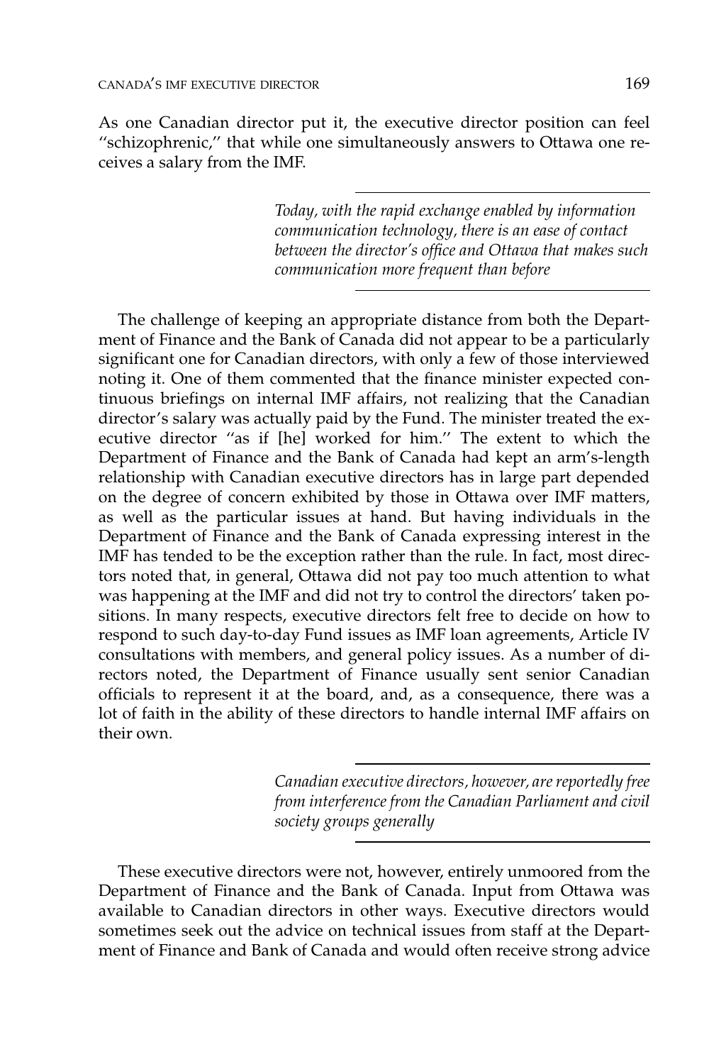As one Canadian director put it, the executive director position can feel ''schizophrenic,'' that while one simultaneously answers to Ottawa one receives a salary from the IMF.

> *Today, with the rapid exchange enabled by information communication technology, there is an ease of contact between the director's office and Ottawa that makes such communication more frequent than before*

The challenge of keeping an appropriate distance from both the Department of Finance and the Bank of Canada did not appear to be a particularly significant one for Canadian directors, with only a few of those interviewed noting it. One of them commented that the finance minister expected continuous briefings on internal IMF affairs, not realizing that the Canadian director's salary was actually paid by the Fund. The minister treated the executive director ''as if [he] worked for him.'' The extent to which the Department of Finance and the Bank of Canada had kept an arm's-length relationship with Canadian executive directors has in large part depended on the degree of concern exhibited by those in Ottawa over IMF matters, as well as the particular issues at hand. But having individuals in the Department of Finance and the Bank of Canada expressing interest in the IMF has tended to be the exception rather than the rule. In fact, most directors noted that, in general, Ottawa did not pay too much attention to what was happening at the IMF and did not try to control the directors' taken positions. In many respects, executive directors felt free to decide on how to respond to such day-to-day Fund issues as IMF loan agreements, Article IV consultations with members, and general policy issues. As a number of directors noted, the Department of Finance usually sent senior Canadian officials to represent it at the board, and, as a consequence, there was a lot of faith in the ability of these directors to handle internal IMF affairs on their own.

> *Canadian executive directors, however, are reportedly free from interference from the Canadian Parliament and civil society groups generally*

These executive directors were not, however, entirely unmoored from the Department of Finance and the Bank of Canada. Input from Ottawa was available to Canadian directors in other ways. Executive directors would sometimes seek out the advice on technical issues from staff at the Department of Finance and Bank of Canada and would often receive strong advice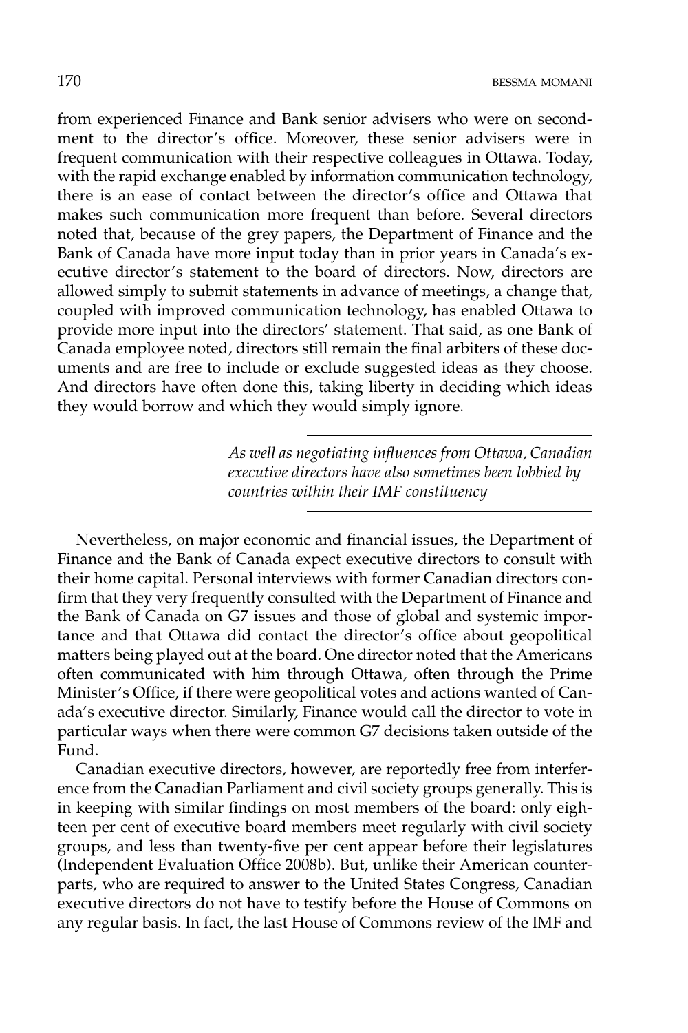from experienced Finance and Bank senior advisers who were on secondment to the director's office. Moreover, these senior advisers were in frequent communication with their respective colleagues in Ottawa. Today, with the rapid exchange enabled by information communication technology, there is an ease of contact between the director's office and Ottawa that makes such communication more frequent than before. Several directors noted that, because of the grey papers, the Department of Finance and the Bank of Canada have more input today than in prior years in Canada's executive director's statement to the board of directors. Now, directors are allowed simply to submit statements in advance of meetings, a change that, coupled with improved communication technology, has enabled Ottawa to provide more input into the directors' statement. That said, as one Bank of Canada employee noted, directors still remain the final arbiters of these documents and are free to include or exclude suggested ideas as they choose. And directors have often done this, taking liberty in deciding which ideas they would borrow and which they would simply ignore.

*As well as negotiating influences from Ottawa, Canadian executive directors have also sometimes been lobbied by countries within their IMF constituency*

Nevertheless, on major economic and financial issues, the Department of Finance and the Bank of Canada expect executive directors to consult with their home capital. Personal interviews with former Canadian directors confirm that they very frequently consulted with the Department of Finance and the Bank of Canada on G7 issues and those of global and systemic importance and that Ottawa did contact the director's office about geopolitical matters being played out at the board. One director noted that the Americans often communicated with him through Ottawa, often through the Prime Minister's Office, if there were geopolitical votes and actions wanted of Canada's executive director. Similarly, Finance would call the director to vote in particular ways when there were common G7 decisions taken outside of the Fund.

Canadian executive directors, however, are reportedly free from interference from the Canadian Parliament and civil society groups generally. This is in keeping with similar findings on most members of the board: only eighteen per cent of executive board members meet regularly with civil society groups, and less than twenty-five per cent appear before their legislatures (Independent Evaluation Office 2008b). But, unlike their American counterparts, who are required to answer to the United States Congress, Canadian executive directors do not have to testify before the House of Commons on any regular basis. In fact, the last House of Commons review of the IMF and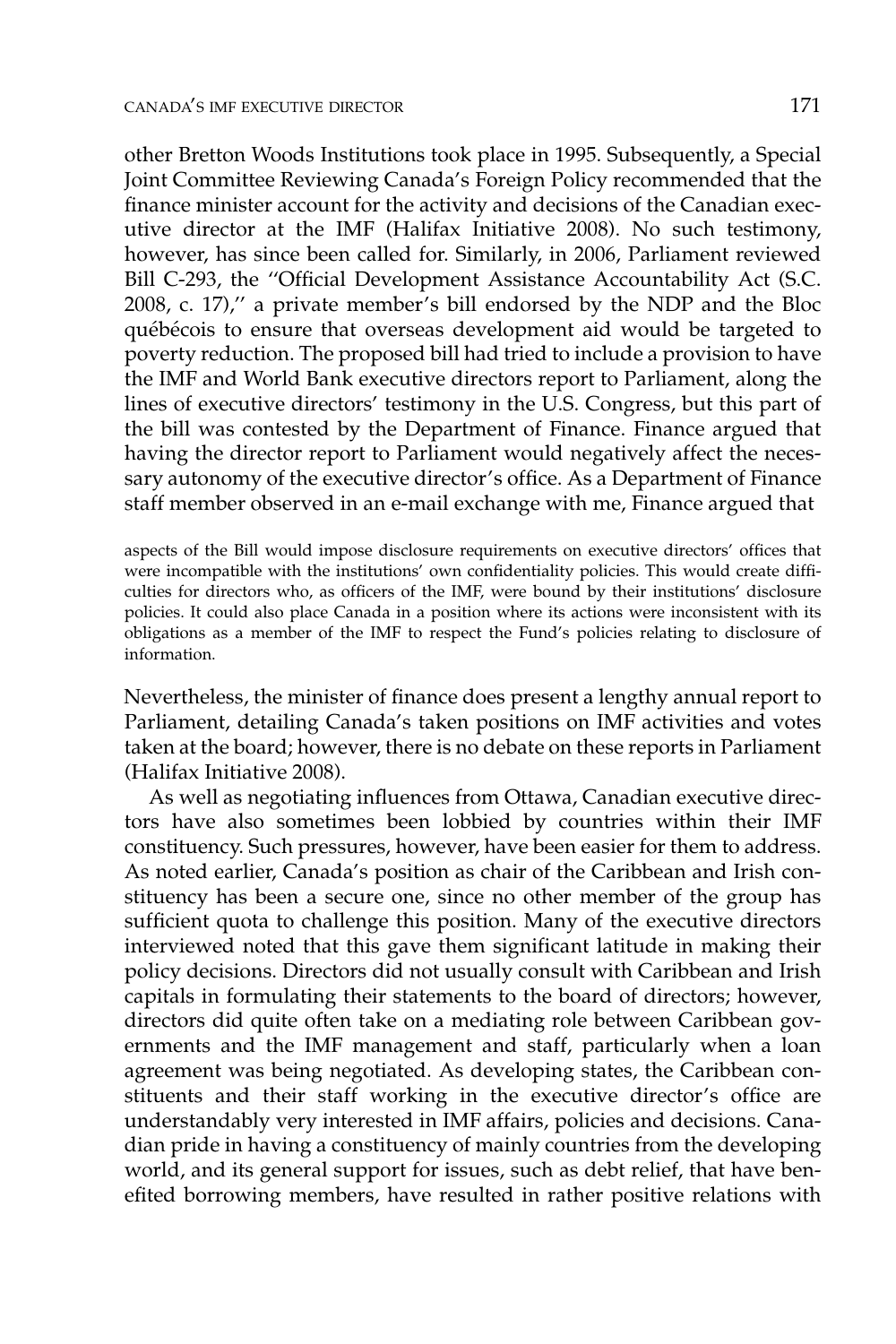other Bretton Woods Institutions took place in 1995. Subsequently, a Special Joint Committee Reviewing Canada's Foreign Policy recommended that the finance minister account for the activity and decisions of the Canadian executive director at the IMF (Halifax Initiative 2008). No such testimony, however, has since been called for. Similarly, in 2006, Parliament reviewed Bill C-293, the ''Official Development Assistance Accountability Act (S.C. 2008, c. 17),'' a private member's bill endorsed by the NDP and the Bloc québécois to ensure that overseas development aid would be targeted to poverty reduction. The proposed bill had tried to include a provision to have the IMF and World Bank executive directors report to Parliament, along the lines of executive directors' testimony in the U.S. Congress, but this part of the bill was contested by the Department of Finance. Finance argued that having the director report to Parliament would negatively affect the necessary autonomy of the executive director's office. As a Department of Finance staff member observed in an e-mail exchange with me, Finance argued that

> aspects of the Bill would impose disclosure requirements on executive directors' offices that were incompatible with the institutions' own confidentiality policies. This would create difficulties for directors who, as officers of the IMF, were bound by their institutions' disclosure policies. It could also place Canada in a position where its actions were inconsistent with its obligations as a member of the IMF to respect the Fund's policies relating to disclosure of information.

Nevertheless, the minister of finance does present a lengthy annual report to Parliament, detailing Canada's taken positions on IMF activities and votes taken at the board; however, there is no debate on these reports in Parliament (Halifax Initiative 2008).

As well as negotiating influences from Ottawa, Canadian executive directors have also sometimes been lobbied by countries within their IMF constituency. Such pressures, however, have been easier for them to address. As noted earlier, Canada's position as chair of the Caribbean and Irish constituency has been a secure one, since no other member of the group has sufficient quota to challenge this position. Many of the executive directors interviewed noted that this gave them significant latitude in making their policy decisions. Directors did not usually consult with Caribbean and Irish capitals in formulating their statements to the board of directors; however, directors did quite often take on a mediating role between Caribbean governments and the IMF management and staff, particularly when a loan agreement was being negotiated. As developing states, the Caribbean constituents and their staff working in the executive director's office are understandably very interested in IMF affairs, policies and decisions. Canadian pride in having a constituency of mainly countries from the developing world, and its general support for issues, such as debt relief, that have benefited borrowing members, have resulted in rather positive relations with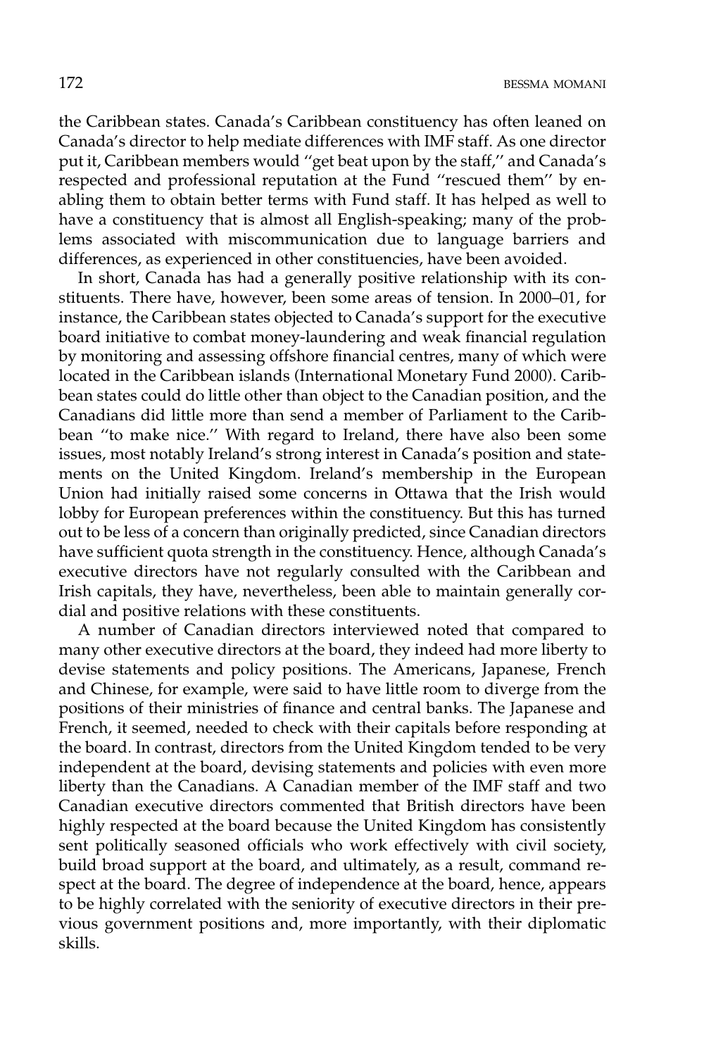the Caribbean states. Canada's Caribbean constituency has often leaned on Canada's director to help mediate differences with IMF staff. As one director put it, Caribbean members would "get beat upon by the staff," and Canada's respected and professional reputation at the Fund "rescued them" by enabling them to obtain better terms with Fund staff. It has helped as well to have a constituency that is almost all English-speaking; many of the problems associated with miscommunication due to language barriers and differences, as experienced in other constituencies, have been avoided.

In short, Canada has had a generally positive relationship with its constituents. There have, however, been some areas of tension. In 2000–01, for instance, the Caribbean states objected to Canada's support for the executive board initiative to combat money-laundering and weak financial regulation by monitoring and assessing offshore financial centres, many of which were located in the Caribbean islands (International Monetary Fund 2000). Caribbean states could do little other than object to the Canadian position, and the Canadians did little more than send a member of Parliament to the Caribbean "to make nice." With regard to Ireland, there have also been some issues, most notably Ireland's strong interest in Canada's position and statements on the United Kingdom. Ireland's membership in the European Union had initially raised some concerns in Ottawa that the Irish would lobby for European preferences within the constituency. But this has turned out to be less of a concern than originally predicted, since Canadian directors have sufficient quota strength in the constituency. Hence, although Canada's executive directors have not regularly consulted with the Caribbean and Irish capitals, they have, nevertheless, been able to maintain generally cordial and positive relations with these constituents.

A number of Canadian directors interviewed noted that compared to many other executive directors at the board, they indeed had more liberty to devise statements and policy positions. The Americans, Japanese, French and Chinese, for example, were said to have little room to diverge from the positions of their ministries of finance and central banks. The Japanese and French, it seemed, needed to check with their capitals before responding at the board. In contrast, directors from the United Kingdom tended to be very independent at the board, devising statements and policies with even more liberty than the Canadians. A Canadian member of the IMF staff and two Canadian executive directors commented that British directors have been highly respected at the board because the United Kingdom has consistently sent politically seasoned officials who work effectively with civil society, build broad support at the board, and ultimately, as a result, command respect at the board. The degree of independence at the board, hence, appears to be highly correlated with the seniority of executive directors in their previous government positions and, more importantly, with their diplomatic skills.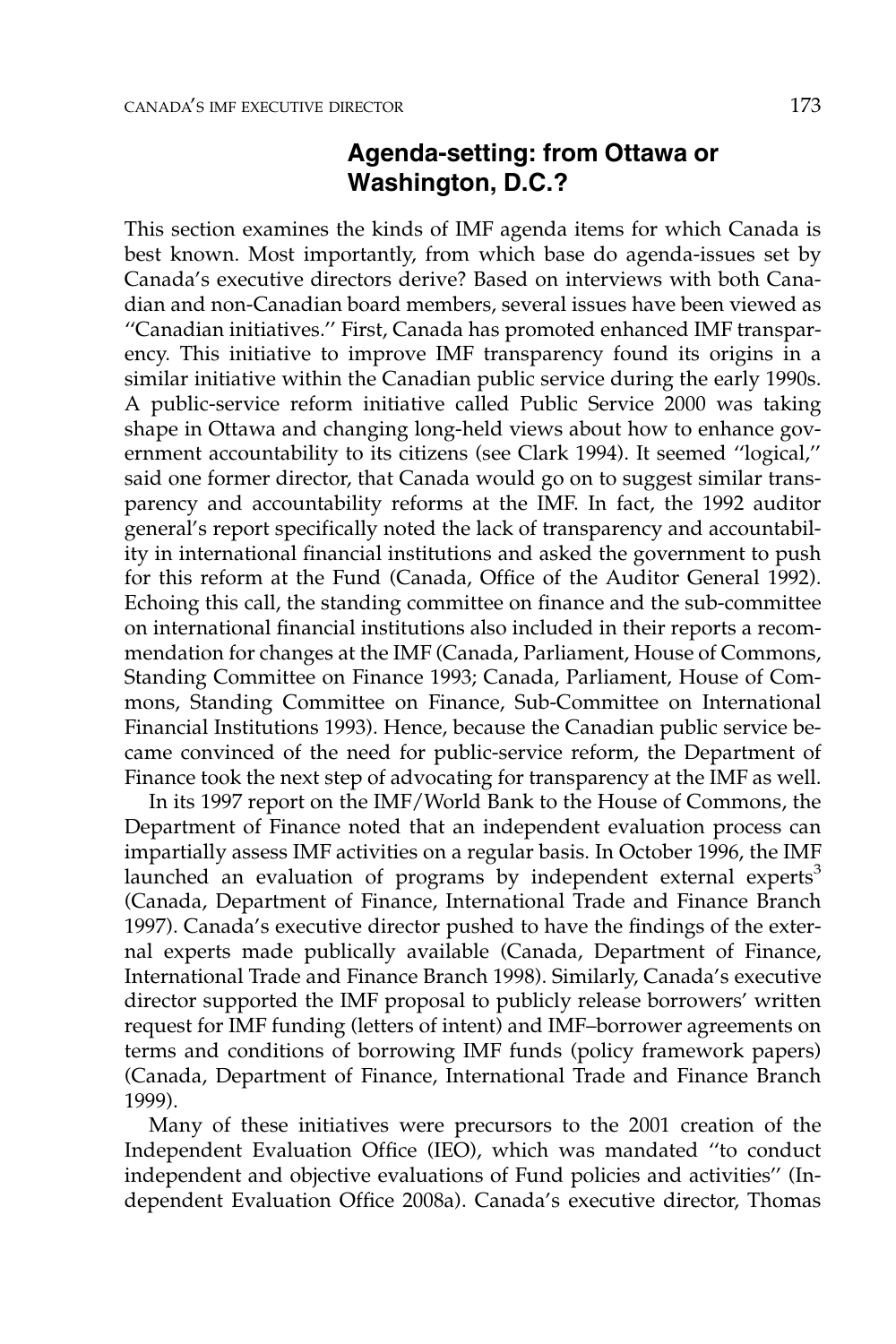## Agenda-setting: from Ottawa or Washington, D.C.?

This section examines the kinds of IMF agenda items for which Canada is best known. Most importantly, from which base do agenda-issues set by Canada's executive directors derive? Based on interviews with both Canadian and non-Canadian board members, several issues have been viewed as "Canadian initiatives." First, Canada has promoted enhanced IMF transparency. This initiative to improve IMF transparency found its origins in a similar initiative within the Canadian public service during the early 1990s. A public-service reform initiative called Public Service 2000 was taking shape in Ottawa and changing long-held views about how to enhance government accountability to its citizens (see Clark 1994). It seemed "logical," said one former director, that Canada would go on to suggest similar transparency and accountability reforms at the IMF. In fact, the 1992 auditor general's report specifically noted the lack of transparency and accountability in international financial institutions and asked the government to push for this reform at the Fund (Canada, Office of the Auditor General 1992). Echoing this call, the standing committee on finance and the sub-committee on international financial institutions also included in their reports a recommendation for changes at the IMF (Canada, Parliament, House of Commons, Standing Committee on Finance 1993; Canada, Parliament, House of Commons, Standing Committee on Finance, Sub-Committee on International Financial Institutions 1993). Hence, because the Canadian public service became convinced of the need for public-service reform, the Department of Finance took the next step of advocating for transparency at the IMF as well.

In its 1997 report on the IMF/World Bank to the House of Commons, the Department of Finance noted that an independent evaluation process can impartially assess IMF activities on a regular basis. In October 1996, the IMF launched an evaluation of programs by independent external experts[3] (Canada, Department of Finance, International Trade and Finance Branch 1997). Canada's executive director pushed to have the findings of the external experts made publically available (Canada, Department of Finance, International Trade and Finance Branch 1998). Similarly, Canada's executive director supported the IMF proposal to publicly release borrowers' written request for IMF funding (letters of intent) and IMF–borrower agreements on terms and conditions of borrowing IMF funds (policy framework papers) (Canada, Department of Finance, International Trade and Finance Branch 1999).

Many of these initiatives were precursors to the 2001 creation of the Independent Evaluation Office (IEO), which was mandated "to conduct independent and objective evaluations of Fund policies and activities" (Independent Evaluation Office 2008a). Canada's executive director, Thomas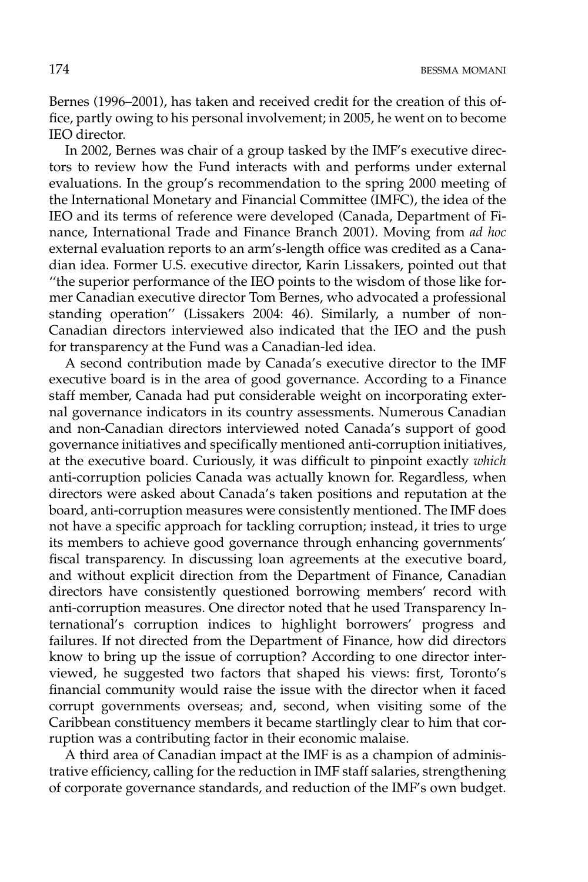Bernes (1996–2001), has taken and received credit for the creation of this office, partly owing to his personal involvement; in 2005, he went on to become IEO director.

In 2002, Bernes was chair of a group tasked by the IMF's executive directors to review how the Fund interacts with and performs under external evaluations. In the group's recommendation to the spring 2000 meeting of the International Monetary and Financial Committee (IMFC), the idea of the IEO and its terms of reference were developed (Canada, Department of Finance, International Trade and Finance Branch 2001). Moving from *ad hoc* external evaluation reports to an arm's-length office was credited as a Canadian idea. Former U.S. executive director, Karin Lissakers, pointed out that "the superior performance of the IEO points to the wisdom of those like former Canadian executive director Tom Bernes, who advocated a professional standing operation" (Lissakers 2004: 46). Similarly, a number of non-Canadian directors interviewed also indicated that the IEO and the push for transparency at the Fund was a Canadian-led idea.

A second contribution made by Canada's executive director to the IMF executive board is in the area of good governance. According to a Finance staff member, Canada had put considerable weight on incorporating external governance indicators in its country assessments. Numerous Canadian and non-Canadian directors interviewed noted Canada's support of good governance initiatives and specifically mentioned anti-corruption initiatives, at the executive board. Curiously, it was difficult to pinpoint exactly *which* anti-corruption policies Canada was actually known for. Regardless, when directors were asked about Canada's taken positions and reputation at the board, anti-corruption measures were consistently mentioned. The IMF does not have a specific approach for tackling corruption; instead, it tries to urge its members to achieve good governance through enhancing governments' fiscal transparency. In discussing loan agreements at the executive board, and without explicit direction from the Department of Finance, Canadian directors have consistently questioned borrowing members' record with anti-corruption measures. One director noted that he used Transparency International's corruption indices to highlight borrowers' progress and failures. If not directed from the Department of Finance, how did directors know to bring up the issue of corruption? According to one director interviewed, he suggested two factors that shaped his views: first, Toronto's financial community would raise the issue with the director when it faced corrupt governments overseas; and, second, when visiting some of the Caribbean constituency members it became startlingly clear to him that corruption was a contributing factor in their economic malaise.

A third area of Canadian impact at the IMF is as a champion of administrative efficiency, calling for the reduction in IMF staff salaries, strengthening of corporate governance standards, and reduction of the IMF's own budget.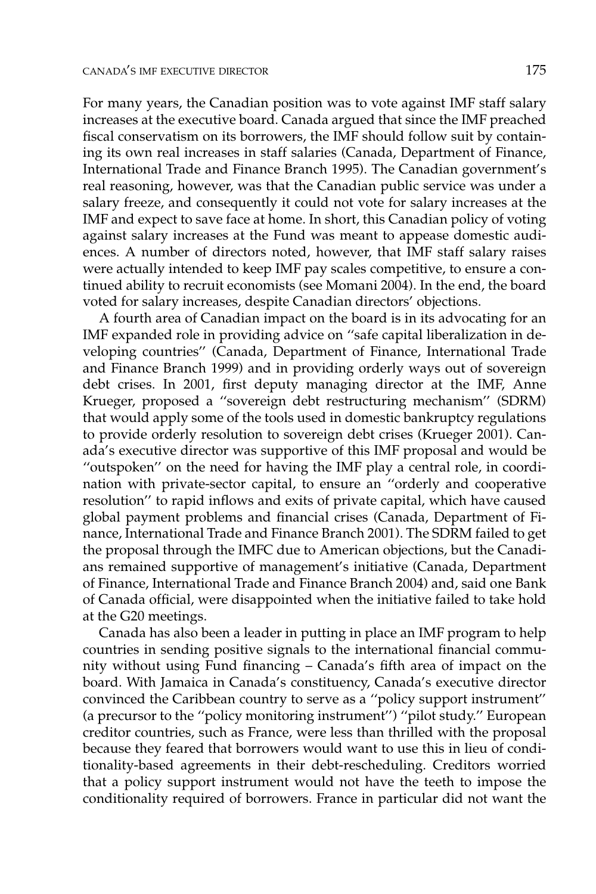For many years, the Canadian position was to vote against IMF staff salary increases at the executive board. Canada argued that since the IMF preached fiscal conservatism on its borrowers, the IMF should follow suit by containing its own real increases in staff salaries (Canada, Department of Finance, International Trade and Finance Branch 1995). The Canadian government's real reasoning, however, was that the Canadian public service was under a salary freeze, and consequently it could not vote for salary increases at the IMF and expect to save face at home. In short, this Canadian policy of voting against salary increases at the Fund was meant to appease domestic audiences. A number of directors noted, however, that IMF staff salary raises were actually intended to keep IMF pay scales competitive, to ensure a continued ability to recruit economists (see Momani 2004). In the end, the board voted for salary increases, despite Canadian directors' objections.

A fourth area of Canadian impact on the board is in its advocating for an IMF expanded role in providing advice on ''safe capital liberalization in developing countries'' (Canada, Department of Finance, International Trade and Finance Branch 1999) and in providing orderly ways out of sovereign debt crises. In 2001, first deputy managing director at the IMF, Anne Krueger, proposed a ''sovereign debt restructuring mechanism'' (SDRM) that would apply some of the tools used in domestic bankruptcy regulations to provide orderly resolution to sovereign debt crises (Krueger 2001). Canada's executive director was supportive of this IMF proposal and would be ''outspoken'' on the need for having the IMF play a central role, in coordination with private-sector capital, to ensure an ''orderly and cooperative resolution'' to rapid inflows and exits of private capital, which have caused global payment problems and financial crises (Canada, Department of Finance, International Trade and Finance Branch 2001). The SDRM failed to get the proposal through the IMFC due to American objections, but the Canadians remained supportive of management's initiative (Canada, Department of Finance, International Trade and Finance Branch 2004) and, said one Bank of Canada official, were disappointed when the initiative failed to take hold at the G20 meetings.

Canada has also been a leader in putting in place an IMF program to help countries in sending positive signals to the international financial community without using Fund financing – Canada's fifth area of impact on the board. With Jamaica in Canada's constituency, Canada's executive director convinced the Caribbean country to serve as a ''policy support instrument'' (a precursor to the ''policy monitoring instrument'') ''pilot study.'' European creditor countries, such as France, were less than thrilled with the proposal because they feared that borrowers would want to use this in lieu of conditionality-based agreements in their debt-rescheduling. Creditors worried that a policy support instrument would not have the teeth to impose the conditionality required of borrowers. France in particular did not want the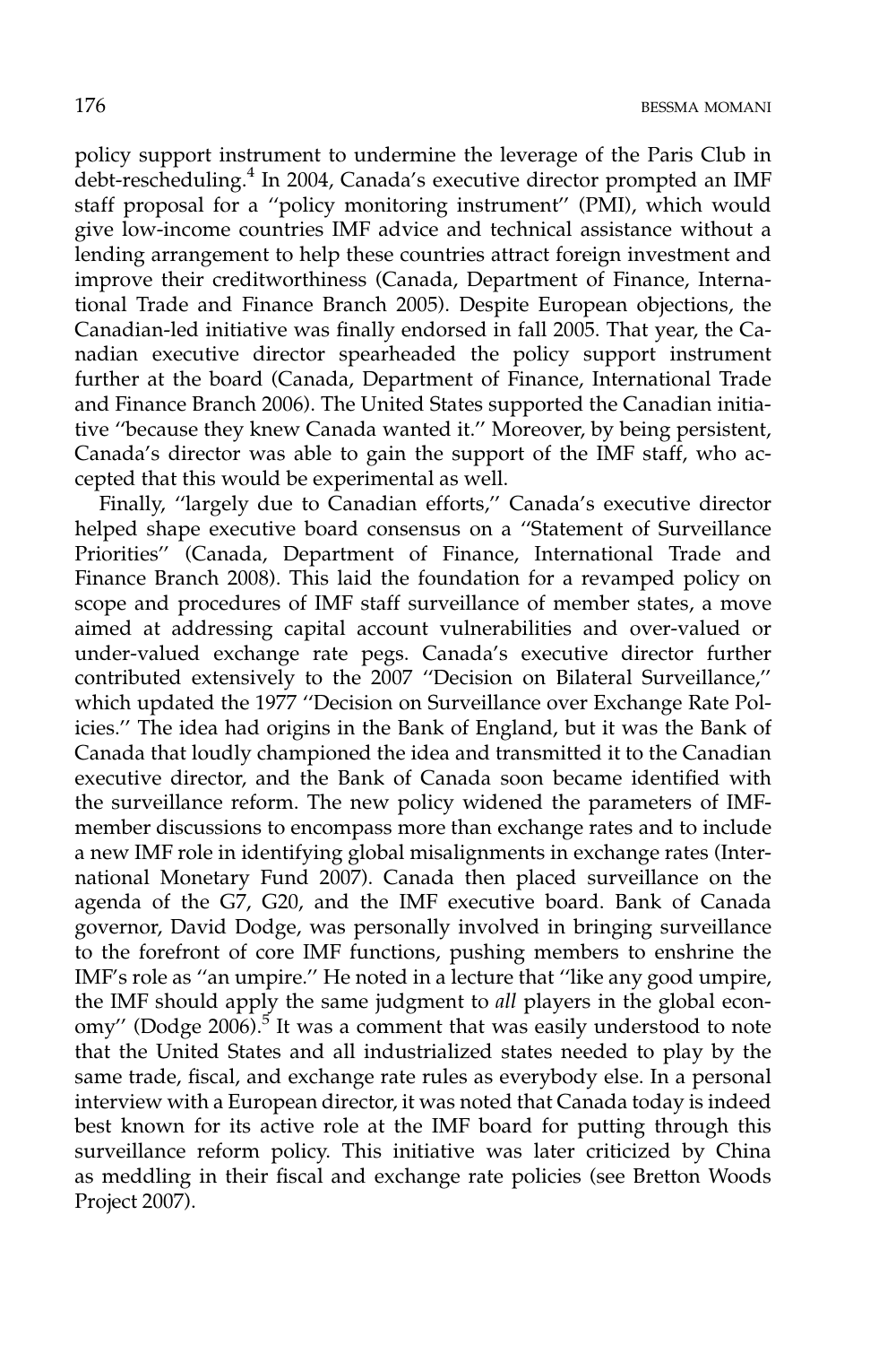policy support instrument to undermine the leverage of the Paris Club in debt-rescheduling.[4] In 2004, Canada's executive director prompted an IMF staff proposal for a "policy monitoring instrument" (PMI), which would give low-income countries IMF advice and technical assistance without a lending arrangement to help these countries attract foreign investment and improve their creditworthiness (Canada, Department of Finance, International Trade and Finance Branch 2005). Despite European objections, the Canadian-led initiative was finally endorsed in fall 2005. That year, the Canadian executive director spearheaded the policy support instrument further at the board (Canada, Department of Finance, International Trade and Finance Branch 2006). The United States supported the Canadian initiative "because they knew Canada wanted it." Moreover, by being persistent, Canada's director was able to gain the support of the IMF staff, who accepted that this would be experimental as well.

Finally, "largely due to Canadian efforts," Canada's executive director helped shape executive board consensus on a "Statement of Surveillance Priorities" (Canada, Department of Finance, International Trade and Finance Branch 2008). This laid the foundation for a revamped policy on scope and procedures of IMF staff surveillance of member states, a move aimed at addressing capital account vulnerabilities and over-valued or under-valued exchange rate pegs. Canada's executive director further contributed extensively to the 2007 "Decision on Bilateral Surveillance," which updated the 1977 "Decision on Surveillance over Exchange Rate Policies." The idea had origins in the Bank of England, but it was the Bank of Canada that loudly championed the idea and transmitted it to the Canadian executive director, and the Bank of Canada soon became identified with the surveillance reform. The new policy widened the parameters of IMF-member discussions to encompass more than exchange rates and to include a new IMF role in identifying global misalignments in exchange rates (International Monetary Fund 2007). Canada then placed surveillance on the agenda of the G7, G20, and the IMF executive board. Bank of Canada governor, David Dodge, was personally involved in bringing surveillance to the forefront of core IMF functions, pushing members to enshrine the IMF's role as "an umpire." He noted in a lecture that "like any good umpire, the IMF should apply the same judgment to *all* players in the global economy" (Dodge 2006).[5] It was a comment that was easily understood to note that the United States and all industrialized states needed to play by the same trade, fiscal, and exchange rate rules as everybody else. In a personal interview with a European director, it was noted that Canada today is indeed best known for its active role at the IMF board for putting through this surveillance reform policy. This initiative was later criticized by China as meddling in their fiscal and exchange rate policies (see Bretton Woods Project 2007).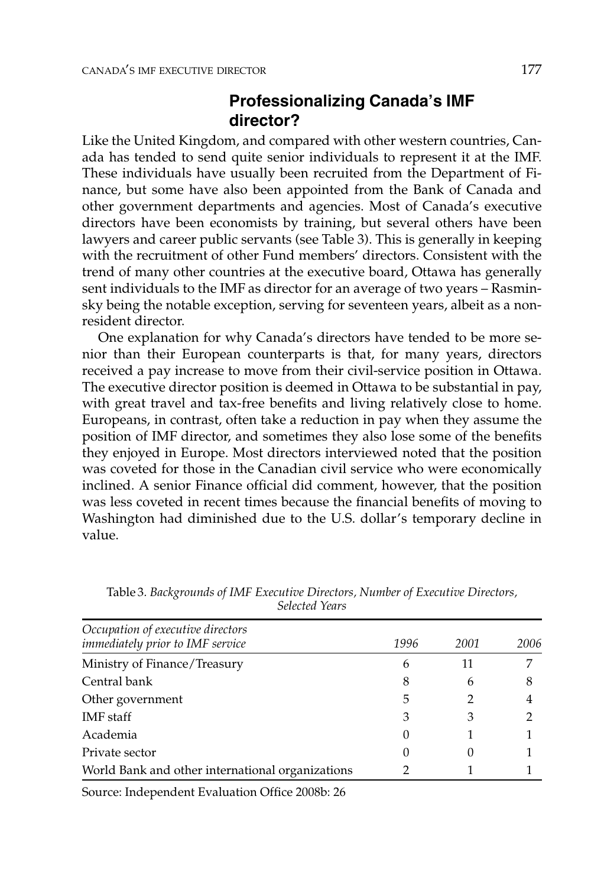## Professionalizing Canada's IMF director?

Like the United Kingdom, and compared with other western countries, Canada has tended to send quite senior individuals to represent it at the IMF. These individuals have usually been recruited from the Department of Finance, but some have also been appointed from the Bank of Canada and other government departments and agencies. Most of Canada's executive directors have been economists by training, but several others have been lawyers and career public servants (see Table 3). This is generally in keeping with the recruitment of other Fund members' directors. Consistent with the trend of many other countries at the executive board, Ottawa has generally sent individuals to the IMF as director for an average of two years – Rasminsky being the notable exception, serving for seventeen years, albeit as a non-resident director.

One explanation for why Canada's directors have tended to be more senior than their European counterparts is that, for many years, directors received a pay increase to move from their civil-service position in Ottawa. The executive director position is deemed in Ottawa to be substantial in pay, with great travel and tax-free benefits and living relatively close to home. Europeans, in contrast, often take a reduction in pay when they assume the position of IMF director, and sometimes they also lose some of the benefits they enjoyed in Europe. Most directors interviewed noted that the position was coveted for those in the Canadian civil service who were economically inclined. A senior Finance official did comment, however, that the position was less coveted in recent times because the financial benefits of moving to Washington had diminished due to the U.S. dollar's temporary decline in value.

Table 3. *Backgrounds of IMF Executive Directors, Number of Executive Directors, Selected Years*

| *Occupation of executive directors immediately prior to IMF service* | *1996* | *2001* | *2006* |
|---|---|---|---|
| Ministry of Finance/Treasury | 6 | 11 | 7 |
| Central bank | 8 | 6 | 8 |
| Other government | 5 | 2 | 4 |
| IMF staff | 3 | 3 | 2 |
| Academia | 0 | 1 | 1 |
| Private sector | 0 | 0 | 1 |
| World Bank and other international organizations | 2 | 1 | 1 |

Source: Independent Evaluation Office 2008b: 26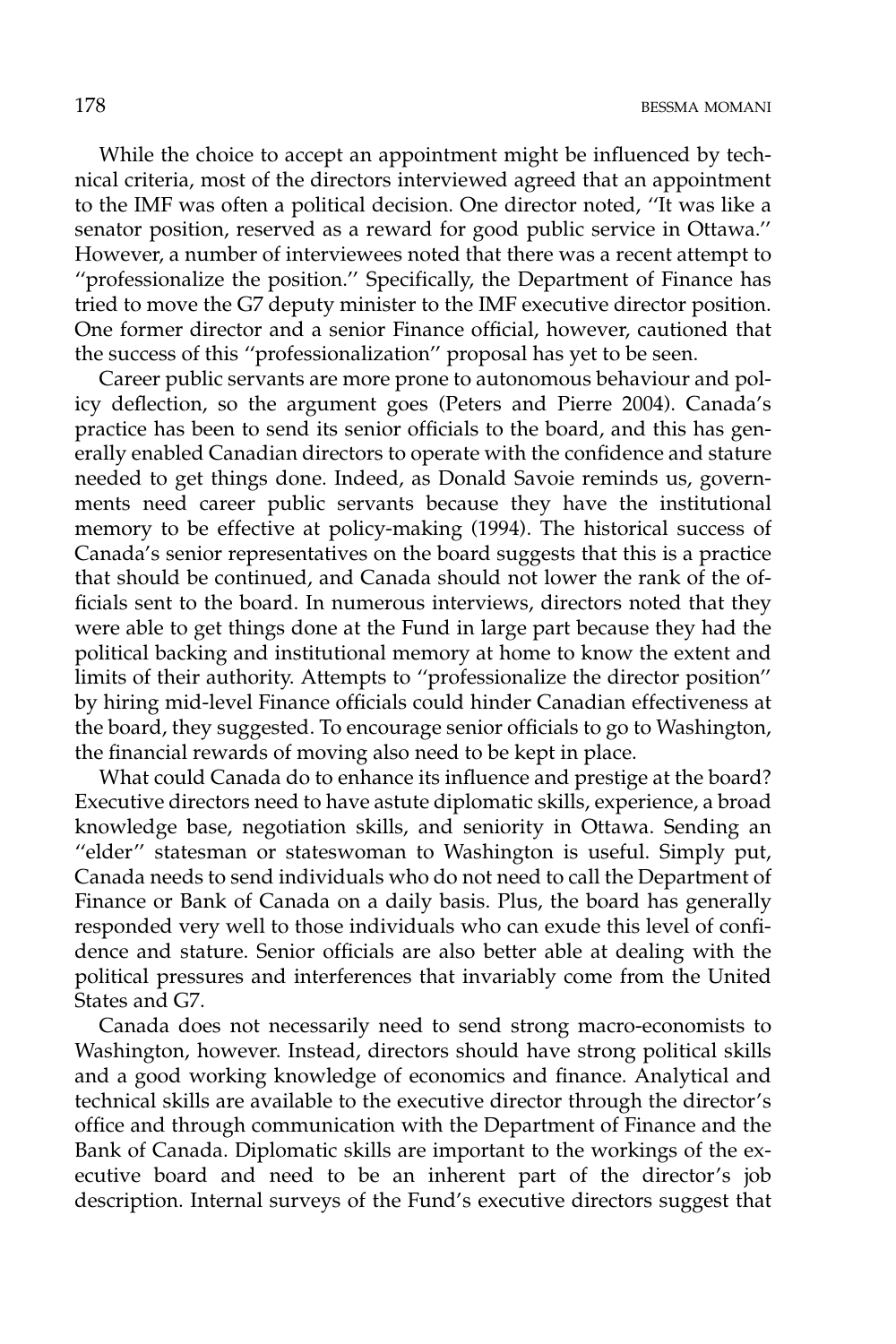While the choice to accept an appointment might be influenced by technical criteria, most of the directors interviewed agreed that an appointment to the IMF was often a political decision. One director noted, ''It was like a senator position, reserved as a reward for good public service in Ottawa.'' However, a number of interviewees noted that there was a recent attempt to ''professionalize the position.'' Specifically, the Department of Finance has tried to move the G7 deputy minister to the IMF executive director position. One former director and a senior Finance official, however, cautioned that the success of this ''professionalization'' proposal has yet to be seen.

Career public servants are more prone to autonomous behaviour and policy deflection, so the argument goes (Peters and Pierre 2004). Canada's practice has been to send its senior officials to the board, and this has generally enabled Canadian directors to operate with the confidence and stature needed to get things done. Indeed, as Donald Savoie reminds us, governments need career public servants because they have the institutional memory to be effective at policy-making (1994). The historical success of Canada's senior representatives on the board suggests that this is a practice that should be continued, and Canada should not lower the rank of the officials sent to the board. In numerous interviews, directors noted that they were able to get things done at the Fund in large part because they had the political backing and institutional memory at home to know the extent and limits of their authority. Attempts to ''professionalize the director position'' by hiring mid-level Finance officials could hinder Canadian effectiveness at the board, they suggested. To encourage senior officials to go to Washington, the financial rewards of moving also need to be kept in place.

What could Canada do to enhance its influence and prestige at the board? Executive directors need to have astute diplomatic skills, experience, a broad knowledge base, negotiation skills, and seniority in Ottawa. Sending an ''elder'' statesman or stateswoman to Washington is useful. Simply put, Canada needs to send individuals who do not need to call the Department of Finance or Bank of Canada on a daily basis. Plus, the board has generally responded very well to those individuals who can exude this level of confidence and stature. Senior officials are also better able at dealing with the political pressures and interferences that invariably come from the United States and G7.

Canada does not necessarily need to send strong macro-economists to Washington, however. Instead, directors should have strong political skills and a good working knowledge of economics and finance. Analytical and technical skills are available to the executive director through the director's office and through communication with the Department of Finance and the Bank of Canada. Diplomatic skills are important to the workings of the executive board and need to be an inherent part of the director's job description. Internal surveys of the Fund's executive directors suggest that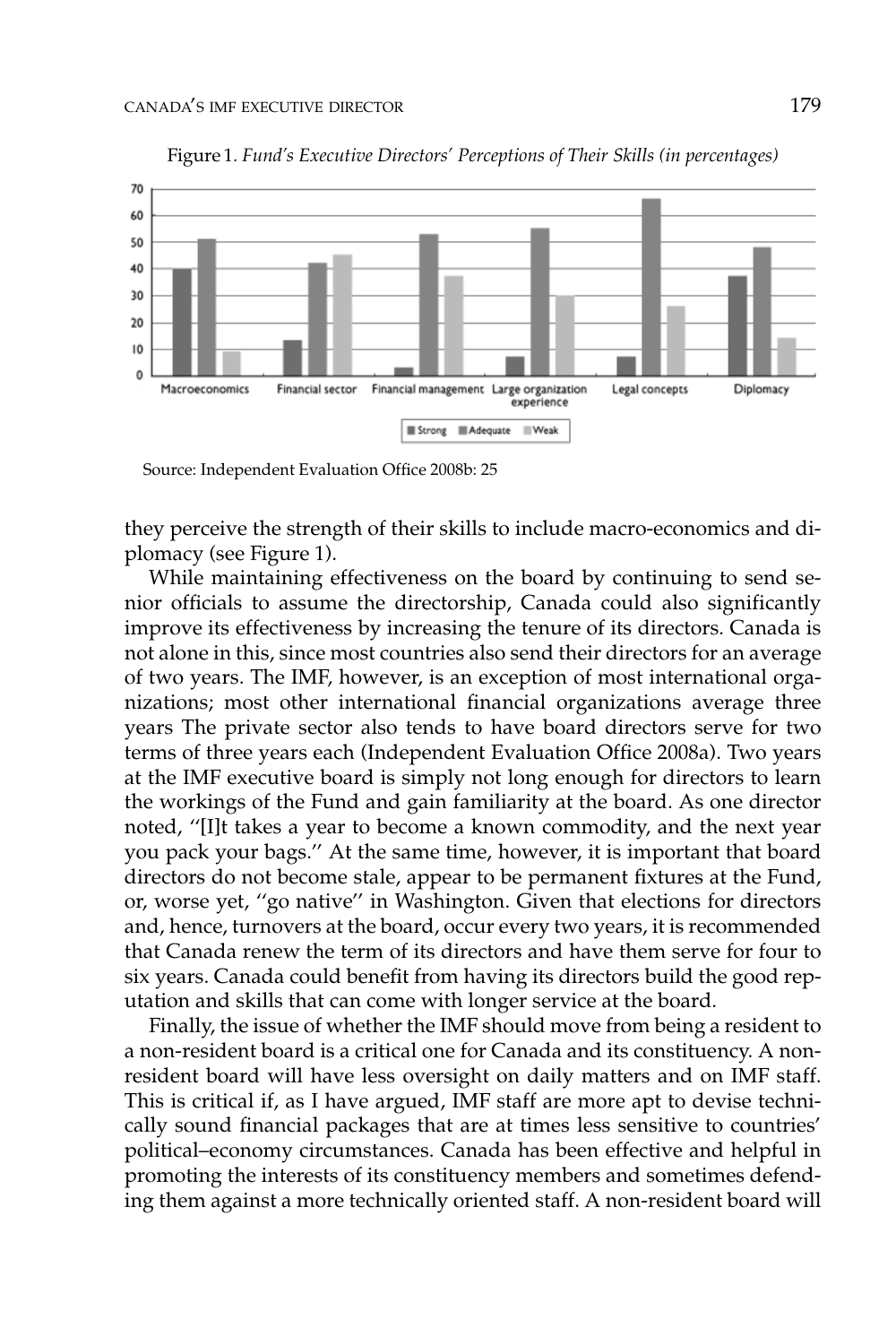Figure 1. *Fund's Executive Directors' Perceptions of Their Skills (in percentages)*

70
60
50
40
30
20
10
0

Macroeconomics
Financial sector
Financial management
Large organization experience
Legal concepts
Diplomacy

Strong
Adequate
Weak

Source: Independent Evaluation Office 2008b: 25

they perceive the strength of their skills to include macro-economics and diplomacy (see Figure 1).

While maintaining effectiveness on the board by continuing to send senior officials to assume the directorship, Canada could also significantly improve its effectiveness by increasing the tenure of its directors. Canada is not alone in this, since most countries also send their directors for an average of two years. The IMF, however, is an exception of most international organizations; most other international financial organizations average three years The private sector also tends to have board directors serve for two terms of three years each (Independent Evaluation Office 2008a). Two years at the IMF executive board is simply not long enough for directors to learn the workings of the Fund and gain familiarity at the board. As one director noted, ''[I]t takes a year to become a known commodity, and the next year you pack your bags.'' At the same time, however, it is important that board directors do not become stale, appear to be permanent fixtures at the Fund, or, worse yet, ''go native'' in Washington. Given that elections for directors and, hence, turnovers at the board, occur every two years, it is recommended that Canada renew the term of its directors and have them serve for four to six years. Canada could benefit from having its directors build the good reputation and skills that can come with longer service at the board.

Finally, the issue of whether the IMF should move from being a resident to a non-resident board is a critical one for Canada and its constituency. A non-resident board will have less oversight on daily matters and on IMF staff. This is critical if, as I have argued, IMF staff are more apt to devise technically sound financial packages that are at times less sensitive to countries' political–economy circumstances. Canada has been effective and helpful in promoting the interests of its constituency members and sometimes defending them against a more technically oriented staff. A non-resident board will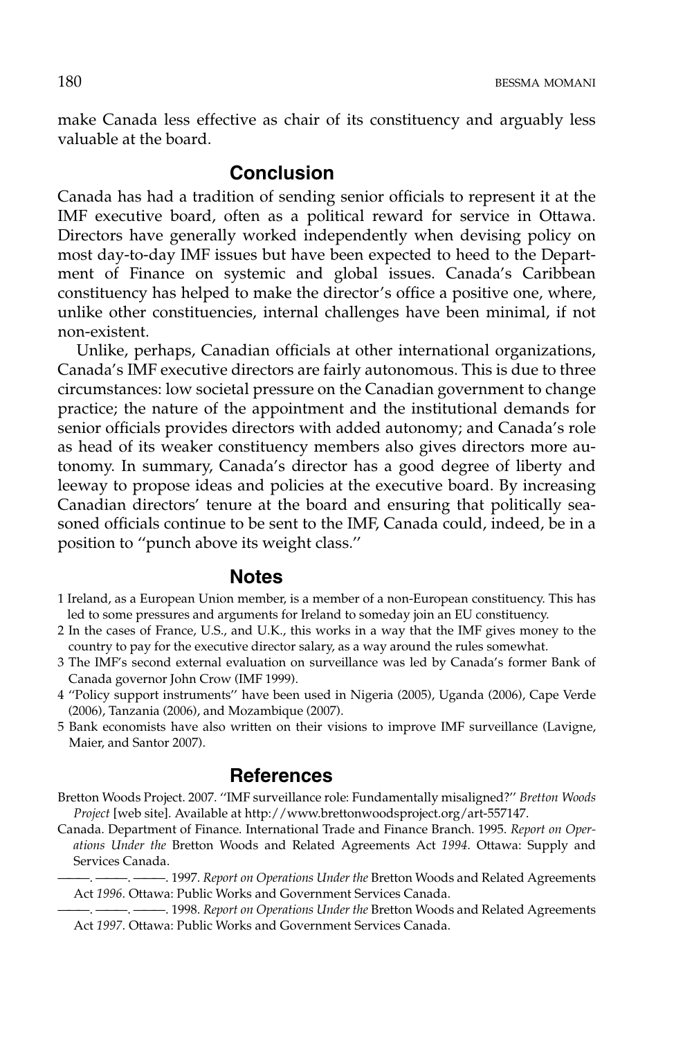make Canada less effective as chair of its constituency and arguably less valuable at the board.

## Conclusion

Canada has had a tradition of sending senior officials to represent it at the IMF executive board, often as a political reward for service in Ottawa. Directors have generally worked independently when devising policy on most day-to-day IMF issues but have been expected to heed to the Department of Finance on systemic and global issues. Canada's Caribbean constituency has helped to make the director's office a positive one, where, unlike other constituencies, internal challenges have been minimal, if not non-existent.

Unlike, perhaps, Canadian officials at other international organizations, Canada's IMF executive directors are fairly autonomous. This is due to three circumstances: low societal pressure on the Canadian government to change practice; the nature of the appointment and the institutional demands for senior officials provides directors with added autonomy; and Canada's role as head of its weaker constituency members also gives directors more autonomy. In summary, Canada's director has a good degree of liberty and leeway to propose ideas and policies at the executive board. By increasing Canadian directors' tenure at the board and ensuring that politically seasoned officials continue to be sent to the IMF, Canada could, indeed, be in a position to "punch above its weight class."

## Notes

1 Ireland, as a European Union member, is a member of a non-European constituency. This has led to some pressures and arguments for Ireland to someday join an EU constituency.

2 In the cases of France, U.S., and U.K., this works in a way that the IMF gives money to the country to pay for the executive director salary, as a way around the rules somewhat.

3 The IMF's second external evaluation on surveillance was led by Canada's former Bank of Canada governor John Crow (IMF 1999).

4 "Policy support instruments" have been used in Nigeria (2005), Uganda (2006), Cape Verde (2006), Tanzania (2006), and Mozambique (2007).

5 Bank economists have also written on their visions to improve IMF surveillance (Lavigne, Maier, and Santor 2007).

## References

Bretton Woods Project. 2007. "IMF surveillance role: Fundamentally misaligned?" *Bretton Woods Project* [web site]. Available at http://www.brettonwoodsproject.org/art-557147.

Canada. Department of Finance. International Trade and Finance Branch. 1995. *Report on Operations Under the* Bretton Woods and Related Agreements Act *1994*. Ottawa: Supply and Services Canada.

———. ———. ———. 1997. *Report on Operations Under the* Bretton Woods and Related Agreements Act *1996*. Ottawa: Public Works and Government Services Canada.

———. ———. ———. 1998. *Report on Operations Under the* Bretton Woods and Related Agreements Act *1997*. Ottawa: Public Works and Government Services Canada.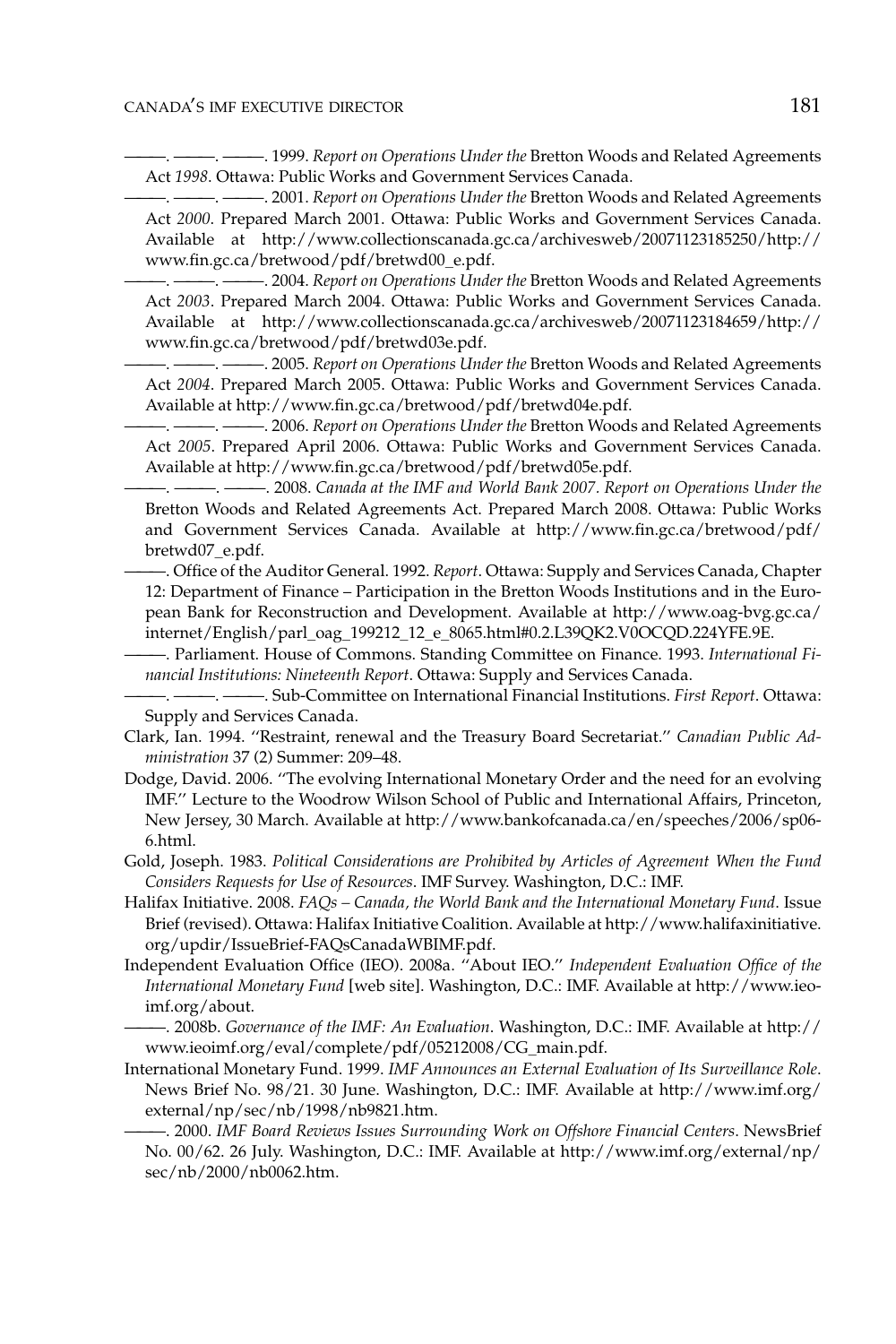———. ———. ———. 1999. *Report on Operations Under the* Bretton Woods and Related Agreements Act *1998*. Ottawa: Public Works and Government Services Canada.

———. ———. ———. 2001. *Report on Operations Under the* Bretton Woods and Related Agreements Act *2000*. Prepared March 2001. Ottawa: Public Works and Government Services Canada. Available at http://www.collectionscanada.gc.ca/archivesweb/20071123185250/http://www.fin.gc.ca/bretwood/pdf/bretwd00_e.pdf.

———. ———. ———. 2004. *Report on Operations Under the* Bretton Woods and Related Agreements Act *2003*. Prepared March 2004. Ottawa: Public Works and Government Services Canada. Available at http://www.collectionscanada.gc.ca/archivesweb/20071123184659/http://www.fin.gc.ca/bretwood/pdf/bretwd03e.pdf.

———. ———. ———. 2005. *Report on Operations Under the* Bretton Woods and Related Agreements Act *2004*. Prepared March 2005. Ottawa: Public Works and Government Services Canada. Available at http://www.fin.gc.ca/bretwood/pdf/bretwd04e.pdf.

———. ———. ———. 2006. *Report on Operations Under the* Bretton Woods and Related Agreements Act *2005*. Prepared April 2006. Ottawa: Public Works and Government Services Canada. Available at http://www.fin.gc.ca/bretwood/pdf/bretwd05e.pdf.

———. ———. ———. 2008. *Canada at the IMF and World Bank 2007. Report on Operations Under the* Bretton Woods and Related Agreements Act. Prepared March 2008. Ottawa: Public Works and Government Services Canada. Available at http://www.fin.gc.ca/bretwood/pdf/bretwd07_e.pdf.

———. Office of the Auditor General. 1992. *Report*. Ottawa: Supply and Services Canada, Chapter 12: Department of Finance – Participation in the Bretton Woods Institutions and in the European Bank for Reconstruction and Development. Available at http://www.oag-bvg.gc.ca/internet/English/parl_oag_199212_12_e_8065.html#0.2.L39QK2.V0OCQD.224YFE.9E.

———. Parliament. House of Commons. Standing Committee on Finance. 1993. *International Financial Institutions: Nineteenth Report*. Ottawa: Supply and Services Canada.

———. ———. ———. Sub-Committee on International Financial Institutions. *First Report*. Ottawa: Supply and Services Canada.

Clark, Ian. 1994. ''Restraint, renewal and the Treasury Board Secretariat.'' *Canadian Public Administration* 37 (2) Summer: 209–48.

Dodge, David. 2006. ''The evolving International Monetary Order and the need for an evolving IMF.'' Lecture to the Woodrow Wilson School of Public and International Affairs, Princeton, New Jersey, 30 March. Available at http://www.bankofcanada.ca/en/speeches/2006/sp06-6.html.

Gold, Joseph. 1983. *Political Considerations are Prohibited by Articles of Agreement When the Fund Considers Requests for Use of Resources*. IMF Survey. Washington, D.C.: IMF.

Halifax Initiative. 2008. *FAQs – Canada, the World Bank and the International Monetary Fund*. Issue Brief (revised). Ottawa: Halifax Initiative Coalition. Available at http://www.halifaxinitiative.org/updir/IssueBrief-FAQsCanadaWBIMF.pdf.

Independent Evaluation Office (IEO). 2008a. ''About IEO.'' *Independent Evaluation Office of the International Monetary Fund* [web site]. Washington, D.C.: IMF. Available at http://www.ieo-imf.org/about.

———. 2008b. *Governance of the IMF: An Evaluation*. Washington, D.C.: IMF. Available at http://www.ieoimf.org/eval/complete/pdf/05212008/CG_main.pdf.

International Monetary Fund. 1999. *IMF Announces an External Evaluation of Its Surveillance Role*. News Brief No. 98/21. 30 June. Washington, D.C.: IMF. Available at http://www.imf.org/external/np/sec/nb/1998/nb9821.htm.

———. 2000. *IMF Board Reviews Issues Surrounding Work on Offshore Financial Centers*. NewsBrief No. 00/62. 26 July. Washington, D.C.: IMF. Available at http://www.imf.org/external/np/sec/nb/2000/nb0062.htm.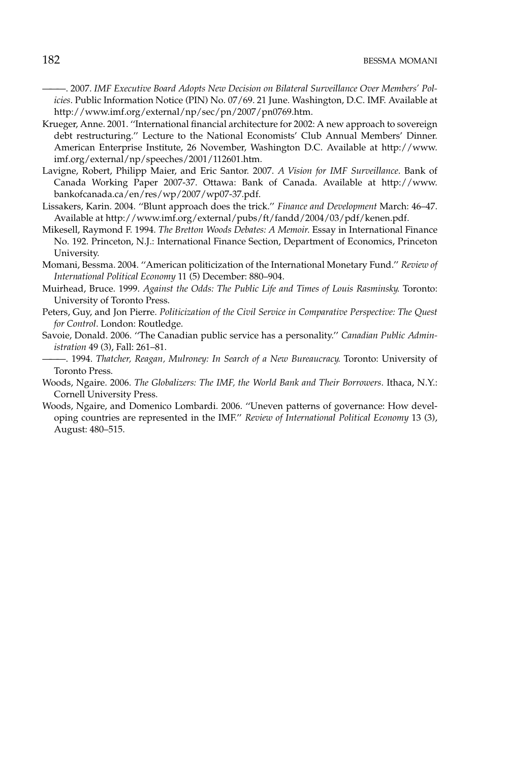———. 2007. *IMF Executive Board Adopts New Decision on Bilateral Surveillance Over Members' Policies*. Public Information Notice (PIN) No. 07/69. 21 June. Washington, D.C. IMF. Available at http://www.imf.org/external/np/sec/pn/2007/pn0769.htm.

Krueger, Anne. 2001. ''International financial architecture for 2002: A new approach to sovereign debt restructuring.'' Lecture to the National Economists' Club Annual Members' Dinner. American Enterprise Institute, 26 November, Washington D.C. Available at http://www.imf.org/external/np/speeches/2001/112601.htm.

Lavigne, Robert, Philipp Maier, and Eric Santor. 2007. *A Vision for IMF Surveillance*. Bank of Canada Working Paper 2007-37. Ottawa: Bank of Canada. Available at http://www.bankofcanada.ca/en/res/wp/2007/wp07-37.pdf.

Lissakers, Karin. 2004. ''Blunt approach does the trick.'' *Finance and Development* March: 46–47. Available at http://www.imf.org/external/pubs/ft/fandd/2004/03/pdf/kenen.pdf.

Mikesell, Raymond F. 1994. *The Bretton Woods Debates: A Memoir.* Essay in International Finance No. 192. Princeton, N.J.: International Finance Section, Department of Economics, Princeton University.

Momani, Bessma. 2004. ''American politicization of the International Monetary Fund.'' *Review of International Political Economy* 11 (5) December: 880–904.

Muirhead, Bruce. 1999. *Against the Odds: The Public Life and Times of Louis Rasminsky.* Toronto: University of Toronto Press.

Peters, Guy, and Jon Pierre. *Politicization of the Civil Service in Comparative Perspective: The Quest for Control*. London: Routledge.

Savoie, Donald. 2006. ''The Canadian public service has a personality.'' *Canadian Public Administration* 49 (3), Fall: 261–81.

———. 1994. *Thatcher, Reagan, Mulroney: In Search of a New Bureaucracy.* Toronto: University of Toronto Press.

Woods, Ngaire. 2006. *The Globalizers: The IMF, the World Bank and Their Borrowers*. Ithaca, N.Y.: Cornell University Press.

Woods, Ngaire, and Domenico Lombardi. 2006. ''Uneven patterns of governance: How developing countries are represented in the IMF.'' *Review of International Political Economy* 13 (3), August: 480–515.